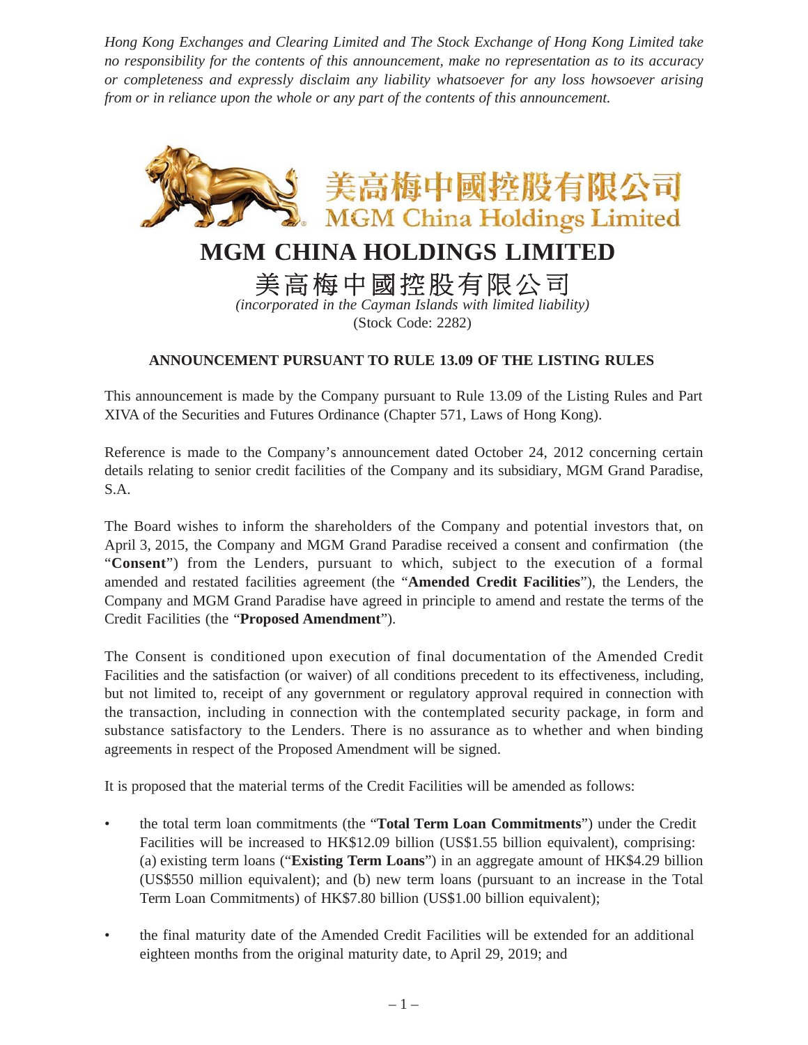*Hong Kong Exchanges and Clearing Limited and The Stock Exchange of Hong Kong Limited take no responsibility for the contents of this announcement, make no representation as to its accuracy or completeness and expressly disclaim any liability whatsoever for any loss howsoever arising from or in reliance upon the whole or any part of the contents of this announcement.*

# MGM CHINA HOLDINGS LIMITED

# 美高梅中國控股有限公司

*(incorporated in the Cayman Islands with limited liability)*
(Stock Code: 2282)

## ANNOUNCEMENT PURSUANT TO RULE 13.09 OF THE LISTING RULES

This announcement is made by the Company pursuant to Rule 13.09 of the Listing Rules and Part XIVA of the Securities and Futures Ordinance (Chapter 571, Laws of Hong Kong).

Reference is made to the Company's announcement dated October 24, 2012 concerning certain details relating to senior credit facilities of the Company and its subsidiary, MGM Grand Paradise, S.A.

The Board wishes to inform the shareholders of the Company and potential investors that, on April 3, 2015, the Company and MGM Grand Paradise received a consent and confirmation (the "**Consent**") from the Lenders, pursuant to which, subject to the execution of a formal amended and restated facilities agreement (the "**Amended Credit Facilities**"), the Lenders, the Company and MGM Grand Paradise have agreed in principle to amend and restate the terms of the Credit Facilities (the "**Proposed Amendment**").

The Consent is conditioned upon execution of final documentation of the Amended Credit Facilities and the satisfaction (or waiver) of all conditions precedent to its effectiveness, including, but not limited to, receipt of any government or regulatory approval required in connection with the transaction, including in connection with the contemplated security package, in form and substance satisfactory to the Lenders. There is no assurance as to whether and when binding agreements in respect of the Proposed Amendment will be signed.

It is proposed that the material terms of the Credit Facilities will be amended as follows:

- the total term loan commitments (the "**Total Term Loan Commitments**") under the Credit Facilities will be increased to HK$12.09 billion (US$1.55 billion equivalent), comprising: (a) existing term loans ("**Existing Term Loans**") in an aggregate amount of HK$4.29 billion (US$550 million equivalent); and (b) new term loans (pursuant to an increase in the Total Term Loan Commitments) of HK$7.80 billion (US$1.00 billion equivalent);
- the final maturity date of the Amended Credit Facilities will be extended for an additional eighteen months from the original maturity date, to April 29, 2019; and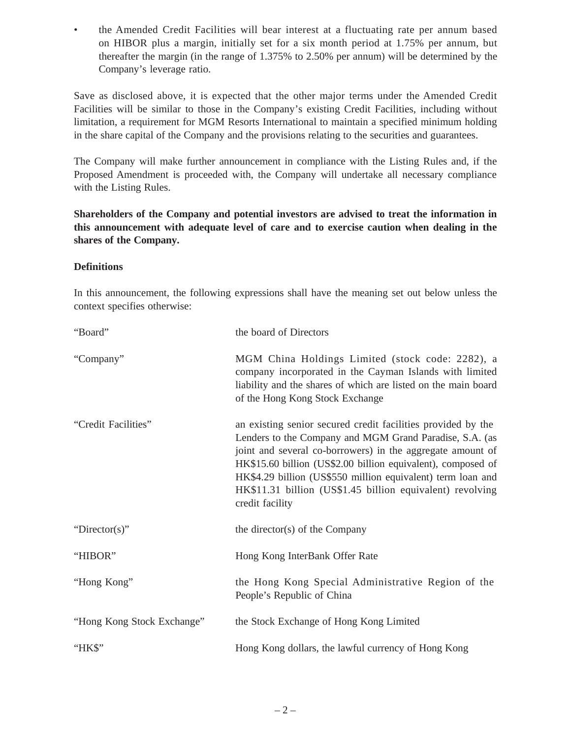- the Amended Credit Facilities will bear interest at a fluctuating rate per annum based on HIBOR plus a margin, initially set for a six month period at 1.75% per annum, but thereafter the margin (in the range of 1.375% to 2.50% per annum) will be determined by the Company's leverage ratio.

Save as disclosed above, it is expected that the other major terms under the Amended Credit Facilities will be similar to those in the Company's existing Credit Facilities, including without limitation, a requirement for MGM Resorts International to maintain a specified minimum holding in the share capital of the Company and the provisions relating to the securities and guarantees.

The Company will make further announcement in compliance with the Listing Rules and, if the Proposed Amendment is proceeded with, the Company will undertake all necessary compliance with the Listing Rules.

**Shareholders of the Company and potential investors are advised to treat the information in this announcement with adequate level of care and to exercise caution when dealing in the shares of the Company.**

**Definitions**

In this announcement, the following expressions shall have the meaning set out below unless the context specifies otherwise:

| | |
|---|---|
| "Board" | the board of Directors |
| "Company" | MGM China Holdings Limited (stock code: 2282), a company incorporated in the Cayman Islands with limited liability and the shares of which are listed on the main board of the Hong Kong Stock Exchange |
| "Credit Facilities" | an existing senior secured credit facilities provided by the Lenders to the Company and MGM Grand Paradise, S.A. (as joint and several co-borrowers) in the aggregate amount of HK$15.60 billion (US$2.00 billion equivalent), composed of HK$4.29 billion (US$550 million equivalent) term loan and HK$11.31 billion (US$1.45 billion equivalent) revolving credit facility |
| "Director(s)" | the director(s) of the Company |
| "HIBOR" | Hong Kong InterBank Offer Rate |
| "Hong Kong" | the Hong Kong Special Administrative Region of the People's Republic of China |
| "Hong Kong Stock Exchange" | the Stock Exchange of Hong Kong Limited |
| "HK$" | Hong Kong dollars, the lawful currency of Hong Kong |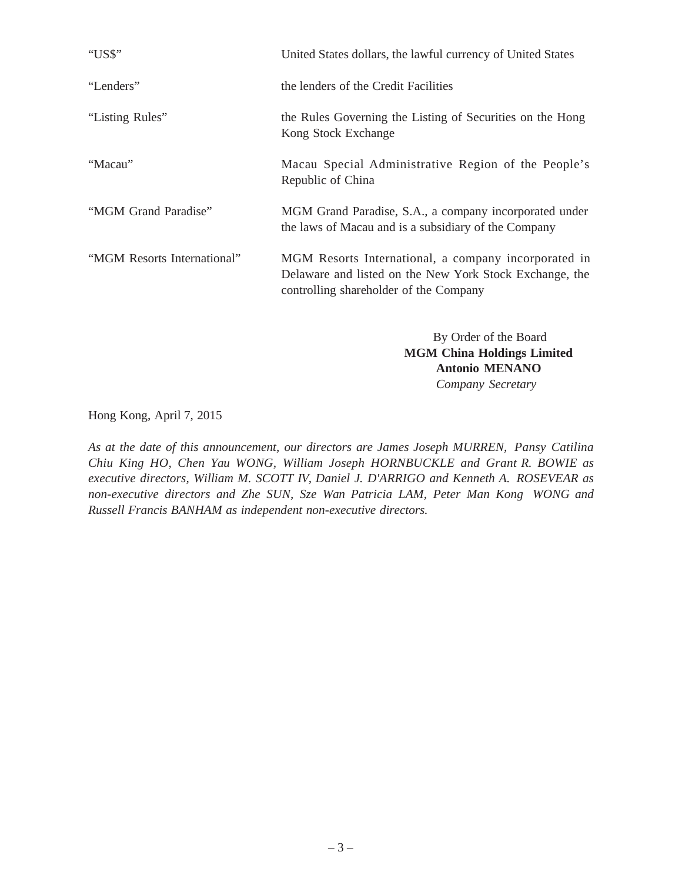| | |
|---|---|
| "US$" | United States dollars, the lawful currency of United States |
| "Lenders" | the lenders of the Credit Facilities |
| "Listing Rules" | the Rules Governing the Listing of Securities on the Hong Kong Stock Exchange |
| "Macau" | Macau Special Administrative Region of the People's Republic of China |
| "MGM Grand Paradise" | MGM Grand Paradise, S.A., a company incorporated under the laws of Macau and is a subsidiary of the Company |
| "MGM Resorts International" | MGM Resorts International, a company incorporated in Delaware and listed on the New York Stock Exchange, the controlling shareholder of the Company |

By Order of the Board
**MGM China Holdings Limited**
**Antonio MENANO**
*Company Secretary*

Hong Kong, April 7, 2015

*As at the date of this announcement, our directors are James Joseph MURREN, Pansy Catilina Chiu King HO, Chen Yau WONG, William Joseph HORNBUCKLE and Grant R. BOWIE as executive directors, William M. SCOTT IV, Daniel J. D'ARRIGO and Kenneth A. ROSEVEAR as non-executive directors and Zhe SUN, Sze Wan Patricia LAM, Peter Man Kong WONG and Russell Francis BANHAM as independent non-executive directors.*